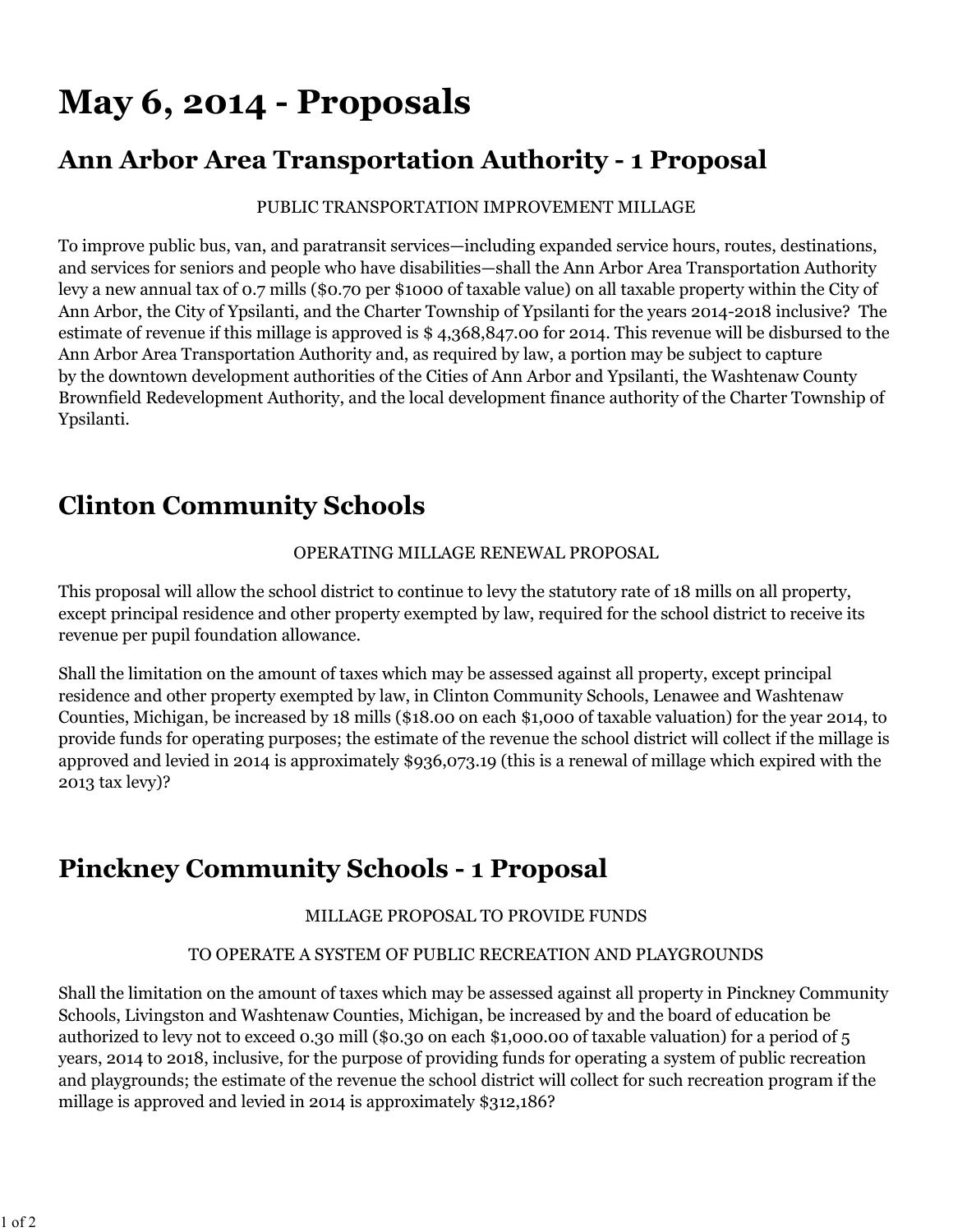# May 6, 2014 - Proposals

## Ann Arbor Area Transportation Authority - 1 Proposal

PUBLIC TRANSPORTATION IMPROVEMENT MILLAGE

To improve public bus, van, and paratransit services—including expanded service hours, routes, destinations, and services for seniors and people who have disabilities—shall the Ann Arbor Area Transportation Authority levy a new annual tax of 0.7 mills ($0.70 per $1000 of taxable value) on all taxable property within the City of Ann Arbor, the City of Ypsilanti, and the Charter Township of Ypsilanti for the years 2014-2018 inclusive? The estimate of revenue if this millage is approved is $ 4,368,847.00 for 2014. This revenue will be disbursed to the Ann Arbor Area Transportation Authority and, as required by law, a portion may be subject to capture by the downtown development authorities of the Cities of Ann Arbor and Ypsilanti, the Washtenaw County Brownfield Redevelopment Authority, and the local development finance authority of the Charter Township of Ypsilanti.

## Clinton Community Schools

OPERATING MILLAGE RENEWAL PROPOSAL

This proposal will allow the school district to continue to levy the statutory rate of 18 mills on all property, except principal residence and other property exempted by law, required for the school district to receive its revenue per pupil foundation allowance.

Shall the limitation on the amount of taxes which may be assessed against all property, except principal residence and other property exempted by law, in Clinton Community Schools, Lenawee and Washtenaw Counties, Michigan, be increased by 18 mills ($18.00 on each $1,000 of taxable valuation) for the year 2014, to provide funds for operating purposes; the estimate of the revenue the school district will collect if the millage is approved and levied in 2014 is approximately $936,073.19 (this is a renewal of millage which expired with the 2013 tax levy)?

## Pinckney Community Schools - 1 Proposal

MILLAGE PROPOSAL TO PROVIDE FUNDS

TO OPERATE A SYSTEM OF PUBLIC RECREATION AND PLAYGROUNDS

Shall the limitation on the amount of taxes which may be assessed against all property in Pinckney Community Schools, Livingston and Washtenaw Counties, Michigan, be increased by and the board of education be authorized to levy not to exceed 0.30 mill ($0.30 on each $1,000.00 of taxable valuation) for a period of 5 years, 2014 to 2018, inclusive, for the purpose of providing funds for operating a system of public recreation and playgrounds; the estimate of the revenue the school district will collect for such recreation program if the millage is approved and levied in 2014 is approximately $312,186?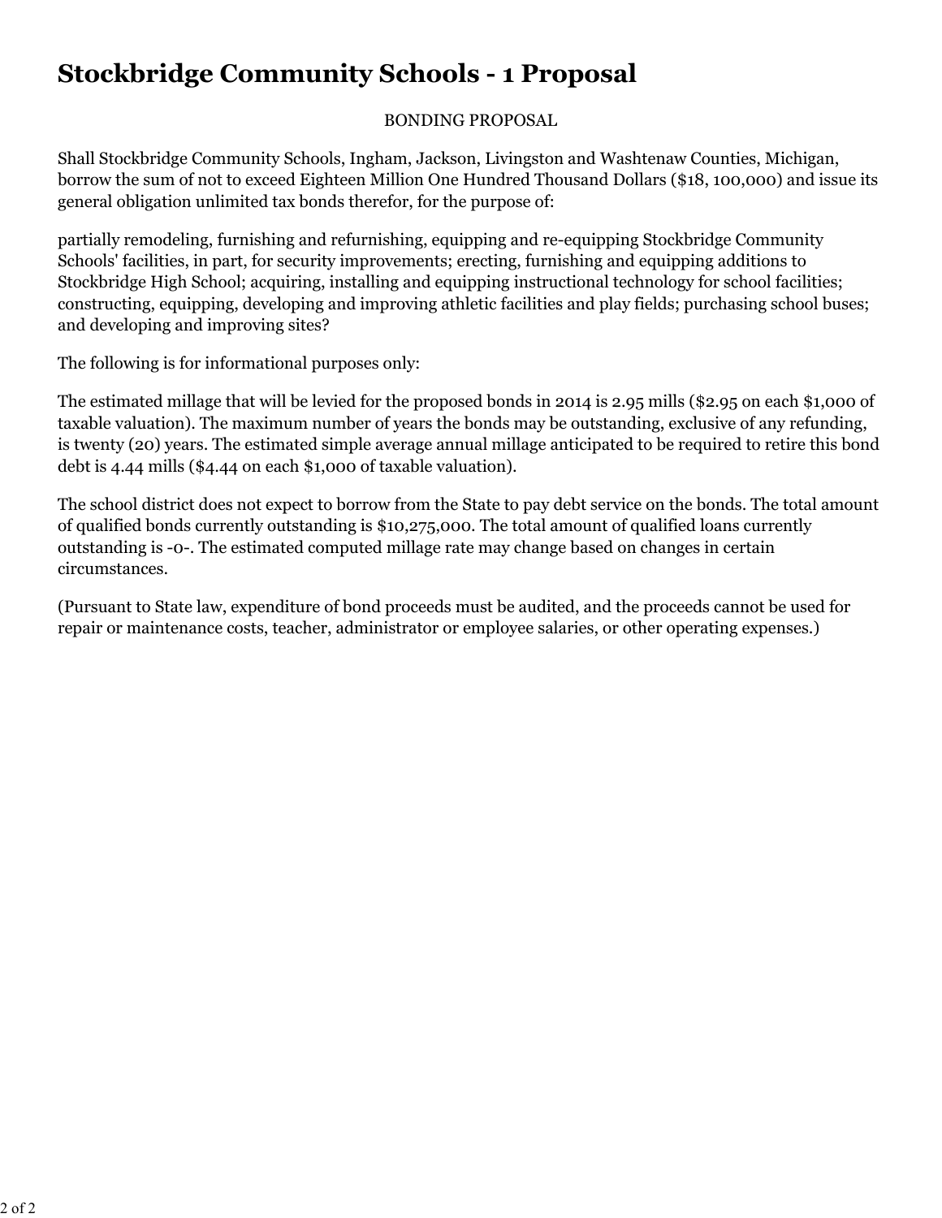# Stockbridge Community Schools - 1 Proposal

BONDING PROPOSAL

Shall Stockbridge Community Schools, Ingham, Jackson, Livingston and Washtenaw Counties, Michigan, borrow the sum of not to exceed Eighteen Million One Hundred Thousand Dollars ($18, 100,000) and issue its general obligation unlimited tax bonds therefor, for the purpose of:

partially remodeling, furnishing and refurnishing, equipping and re-equipping Stockbridge Community Schools' facilities, in part, for security improvements; erecting, furnishing and equipping additions to Stockbridge High School; acquiring, installing and equipping instructional technology for school facilities; constructing, equipping, developing and improving athletic facilities and play fields; purchasing school buses; and developing and improving sites?

The following is for informational purposes only:

The estimated millage that will be levied for the proposed bonds in 2014 is 2.95 mills ($2.95 on each $1,000 of taxable valuation). The maximum number of years the bonds may be outstanding, exclusive of any refunding, is twenty (20) years. The estimated simple average annual millage anticipated to be required to retire this bond debt is 4.44 mills ($4.44 on each $1,000 of taxable valuation).

The school district does not expect to borrow from the State to pay debt service on the bonds. The total amount of qualified bonds currently outstanding is $10,275,000. The total amount of qualified loans currently outstanding is -0-. The estimated computed millage rate may change based on changes in certain circumstances.

(Pursuant to State law, expenditure of bond proceeds must be audited, and the proceeds cannot be used for repair or maintenance costs, teacher, administrator or employee salaries, or other operating expenses.)